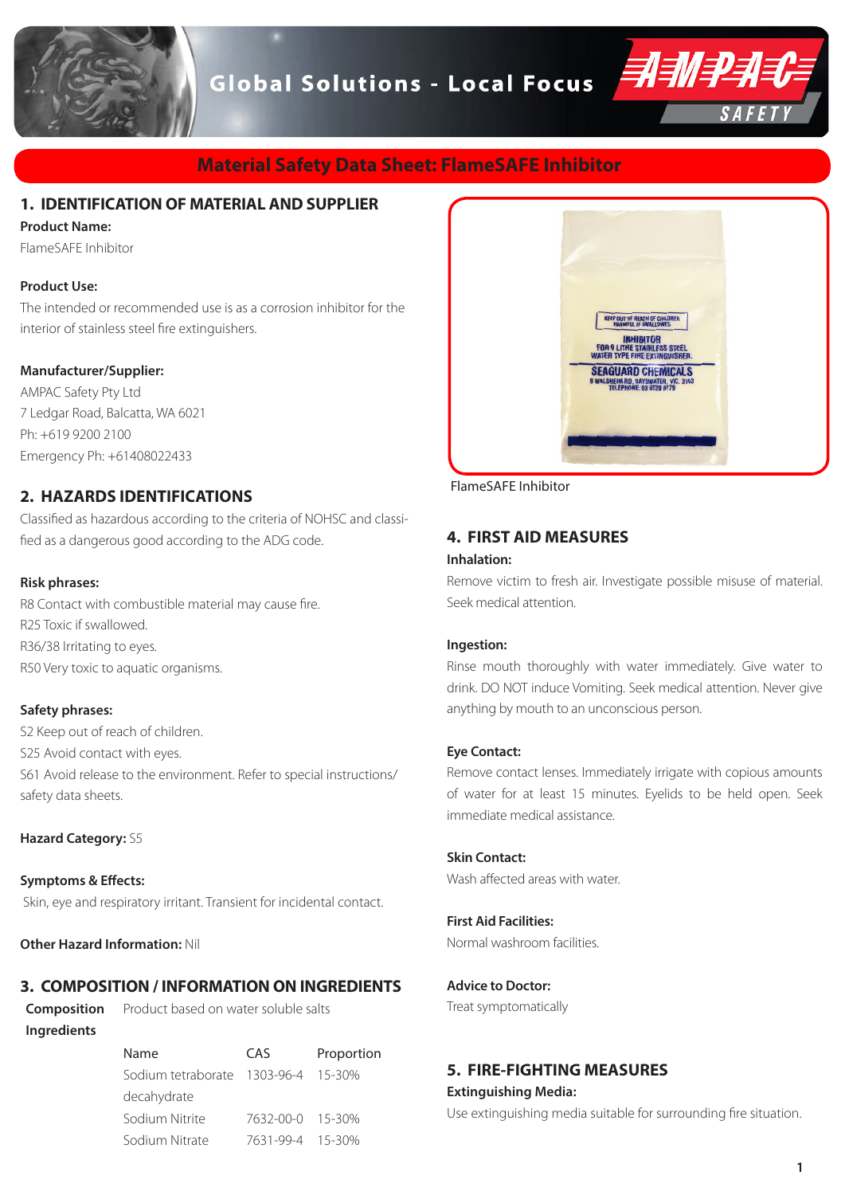Global Solutions - Local Focus

# Material Safety Data Sheet: FlameSAFE Inhibitor

## 1. IDENTIFICATION OF MATERIAL AND SUPPLIER

**Product Name:**

FlameSAFE Inhibitor

**Product Use:**

The intended or recommended use is as a corrosion inhibitor for the interior of stainless steel fire extinguishers.

**Manufacturer/Supplier:**

AMPAC Safety Pty Ltd
7 Ledgar Road, Balcatta, WA 6021
Ph: +619 9200 2100
Emergency Ph: +61408022433

## 2. HAZARDS IDENTIFICATIONS

Classified as hazardous according to the criteria of NOHSC and classified as a dangerous good according to the ADG code.

**Risk phrases:**

R8 Contact with combustible material may cause fire.
R25 Toxic if swallowed.
R36/38 Irritating to eyes.
R50 Very toxic to aquatic organisms.

**Safety phrases:**

S2 Keep out of reach of children.
S25 Avoid contact with eyes.
S61 Avoid release to the environment. Refer to special instructions/ safety data sheets.

**Hazard Category:** S5

**Symptoms & Effects:**

Skin, eye and respiratory irritant. Transient for incidental contact.

**Other Hazard Information:** Nil

## 3. COMPOSITION / INFORMATION ON INGREDIENTS

**Composition** Product based on water soluble salts

**Ingredients**

| Name | CAS | Proportion |
|---|---|---|
| Sodium tetraborate decahydrate | 1303-96-4 | 15-30% |
| Sodium Nitrite | 7632-00-0 | 15-30% |
| Sodium Nitrate | 7631-99-4 | 15-30% |

FlameSAFE Inhibitor

## 4. FIRST AID MEASURES

**Inhalation:**

Remove victim to fresh air. Investigate possible misuse of material. Seek medical attention.

**Ingestion:**

Rinse mouth thoroughly with water immediately. Give water to drink. DO NOT induce Vomiting. Seek medical attention. Never give anything by mouth to an unconscious person.

**Eye Contact:**

Remove contact lenses. Immediately irrigate with copious amounts of water for at least 15 minutes. Eyelids to be held open. Seek immediate medical assistance.

**Skin Contact:**

Wash affected areas with water.

**First Aid Facilities:**

Normal washroom facilities.

**Advice to Doctor:**

Treat symptomatically

## 5. FIRE-FIGHTING MEASURES

**Extinguishing Media:**

Use extinguishing media suitable for surrounding fire situation.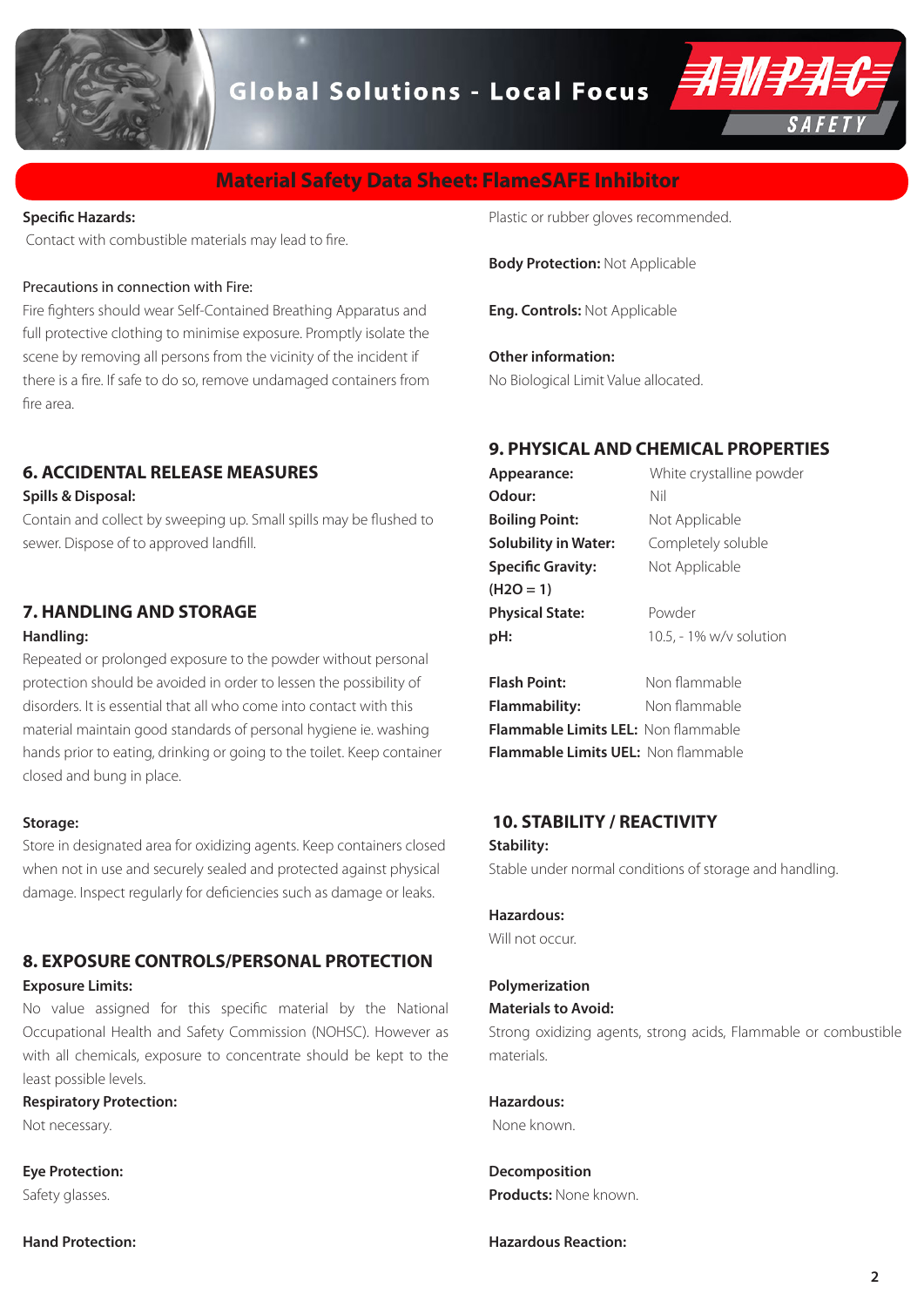**Specific Hazards:**

Contact with combustible materials may lead to fire.

Precautions in connection with Fire:

Fire fighters should wear Self-Contained Breathing Apparatus and full protective clothing to minimise exposure. Promptly isolate the scene by removing all persons from the vicinity of the incident if there is a fire. If safe to do so, remove undamaged containers from fire area.

## 6. ACCIDENTAL RELEASE MEASURES

**Spills & Disposal:**

Contain and collect by sweeping up. Small spills may be flushed to sewer. Dispose of to approved landfill.

## 7. HANDLING AND STORAGE

**Handling:**

Repeated or prolonged exposure to the powder without personal protection should be avoided in order to lessen the possibility of disorders. It is essential that all who come into contact with this material maintain good standards of personal hygiene ie. washing hands prior to eating, drinking or going to the toilet. Keep container closed and bung in place.

**Storage:**

Store in designated area for oxidizing agents. Keep containers closed when not in use and securely sealed and protected against physical damage. Inspect regularly for deficiencies such as damage or leaks.

## 8. EXPOSURE CONTROLS/PERSONAL PROTECTION

**Exposure Limits:**

No value assigned for this specific material by the National Occupational Health and Safety Commission (NOHSC). However as with all chemicals, exposure to concentrate should be kept to the least possible levels.

**Respiratory Protection:**

Not necessary.

**Eye Protection:**

Safety glasses.

**Hand Protection:**

Plastic or rubber gloves recommended.

**Body Protection:** Not Applicable

**Eng. Controls:** Not Applicable

**Other information:**

No Biological Limit Value allocated.

## 9. PHYSICAL AND CHEMICAL PROPERTIES

| | |
|---|---|
| **Appearance:** | White crystalline powder |
| **Odour:** | Nil |
| **Boiling Point:** | Not Applicable |
| **Solubility in Water:** | Completely soluble |
| **Specific Gravity: ($H_2O$ = 1)** | Not Applicable |
| **Physical State:** | Powder |
| **pH:** | 10.5, - 1% w/v solution |
| **Flash Point:** | Non flammable |
| **Flammability:** | Non flammable |
| **Flammable Limits LEL:** | Non flammable |
| **Flammable Limits UEL:** | Non flammable |

## 10. STABILITY / REACTIVITY

**Stability:**

Stable under normal conditions of storage and handling.

**Hazardous:**

Will not occur.

**Polymerization**

**Materials to Avoid:**

Strong oxidizing agents, strong acids, Flammable or combustible materials.

**Hazardous:**

None known.

**Decomposition**

**Products:** None known.

**Hazardous Reaction:**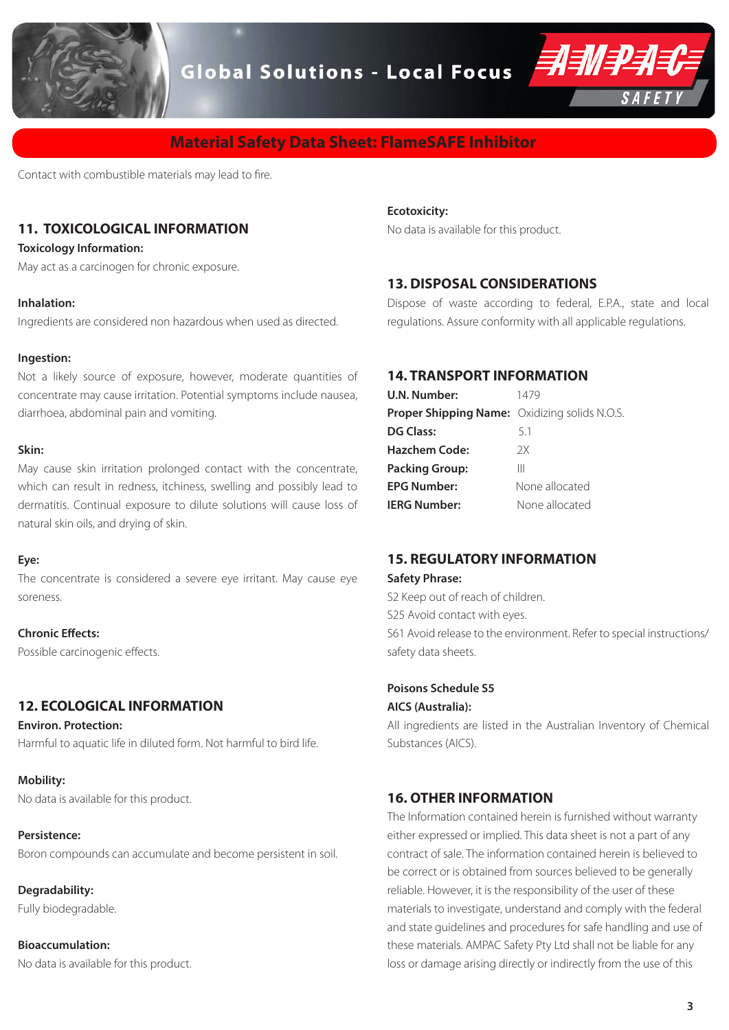Contact with combustible materials may lead to fire.

## 11. TOXICOLOGICAL INFORMATION

**Toxicology Information:**
May act as a carcinogen for chronic exposure.

**Inhalation:**
Ingredients are considered non hazardous when used as directed.

**Ingestion:**
Not a likely source of exposure, however, moderate quantities of concentrate may cause irritation. Potential symptoms include nausea, diarrhoea, abdominal pain and vomiting.

**Skin:**
May cause skin irritation prolonged contact with the concentrate, which can result in redness, itchiness, swelling and possibly lead to dermatitis. Continual exposure to dilute solutions will cause loss of natural skin oils, and drying of skin.

**Eye:**
The concentrate is considered a severe eye irritant. May cause eye soreness.

**Chronic Effects:**
Possible carcinogenic effects.

## 12. ECOLOGICAL INFORMATION

**Environ. Protection:**
Harmful to aquatic life in diluted form. Not harmful to bird life.

**Mobility:**
No data is available for this product.

**Persistence:**
Boron compounds can accumulate and become persistent in soil.

**Degradability:**
Fully biodegradable.

**Bioaccumulation:**
No data is available for this product.

**Ecotoxicity:**
No data is available for this product.

## 13. DISPOSAL CONSIDERATIONS

Dispose of waste according to federal, E.P.A., state and local regulations. Assure conformity with all applicable regulations.

## 14. TRANSPORT INFORMATION

| | |
|---|---|
| **U.N. Number:** | 1479 |
| **Proper Shipping Name:** | Oxidizing solids N.O.S. |
| **DG Class:** | 5.1 |
| **Hazchem Code:** | 2X |
| **Packing Group:** | III |
| **EPG Number:** | None allocated |
| **IERG Number:** | None allocated |

## 15. REGULATORY INFORMATION

**Safety Phrase:**
S2 Keep out of reach of children.
S25 Avoid contact with eyes.
S61 Avoid release to the environment. Refer to special instructions/ safety data sheets.

**Poisons Schedule S5**

**AICS (Australia):**
All ingredients are listed in the Australian Inventory of Chemical Substances (AICS).

## 16. OTHER INFORMATION

The Information contained herein is furnished without warranty either expressed or implied. This data sheet is not a part of any contract of sale. The information contained herein is believed to be correct or is obtained from sources believed to be generally reliable. However, it is the responsibility of the user of these materials to investigate, understand and comply with the federal and state guidelines and procedures for safe handling and use of these materials. AMPAC Safety Pty Ltd shall not be liable for any loss or damage arising directly or indirectly from the use of this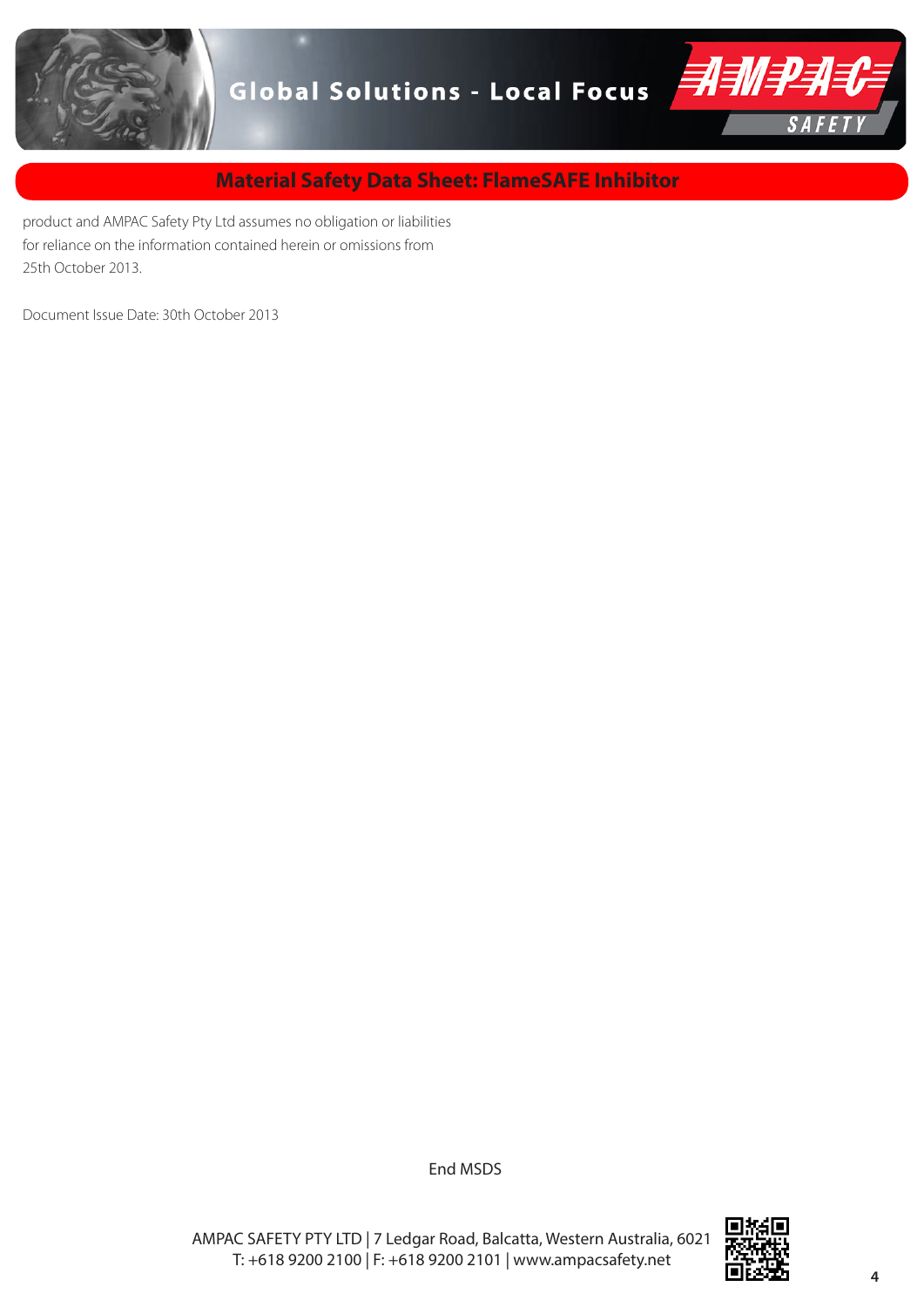product and AMPAC Safety Pty Ltd assumes no obligation or liabilities for reliance on the information contained herein or omissions from 25th October 2013.

Document Issue Date: 30th October 2013

End MSDS